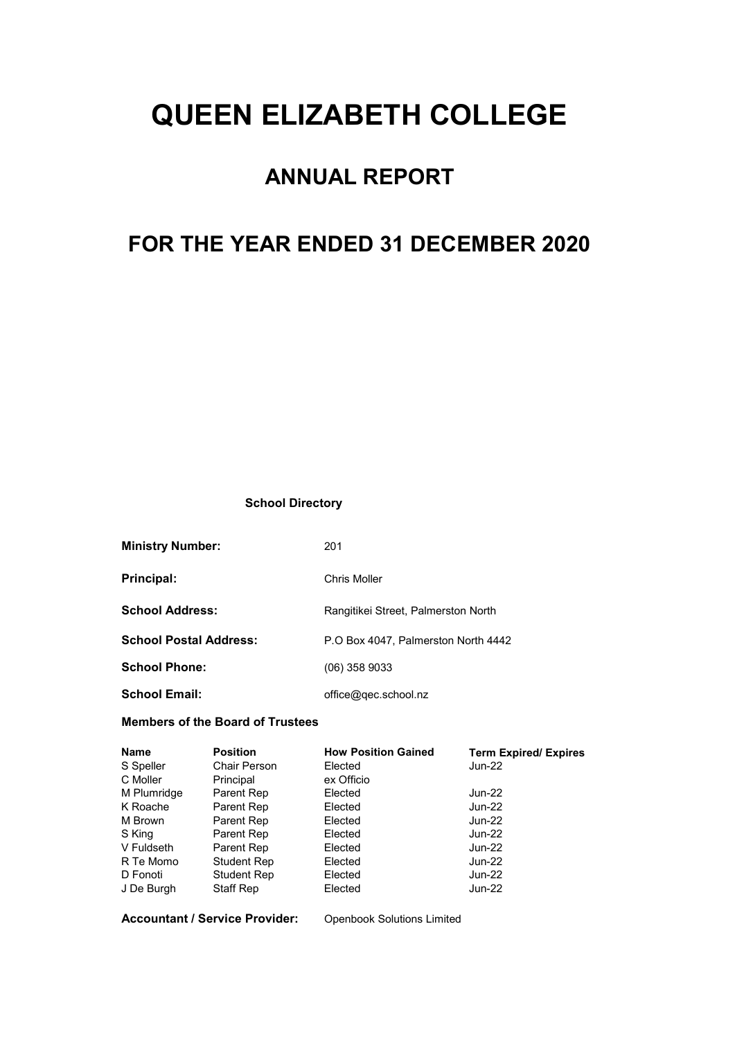# QUEEN ELIZABETH COLLEGE

## ANNUAL REPORT

## FOR THE YEAR ENDED 31 DECEMBER 2020

**School Directory**

| | |
|---|---|
| **Ministry Number:** | 201 |
| **Principal:** | Chris Moller |
| **School Address:** | Rangitikei Street, Palmerston North |
| **School Postal Address:** | P.O Box 4047, Palmerston North 4442 |
| **School Phone:** | (06) 358 9033 |
| **School Email:** | office@qec.school.nz |

**Members of the Board of Trustees**

| Name | Position | How Position Gained | Term Expired/ Expires |
|---|---|---|---|
| S Speller | Chair Person | Elected | Jun-22 |
| C Moller | Principal | ex Officio | |
| M Plumridge | Parent Rep | Elected | Jun-22 |
| K Roache | Parent Rep | Elected | Jun-22 |
| M Brown | Parent Rep | Elected | Jun-22 |
| S King | Parent Rep | Elected | Jun-22 |
| V Fuldseth | Parent Rep | Elected | Jun-22 |
| R Te Momo | Student Rep | Elected | Jun-22 |
| D Fonoti | Student Rep | Elected | Jun-22 |
| J De Burgh | Staff Rep | Elected | Jun-22 |

**Accountant / Service Provider:** Openbook Solutions Limited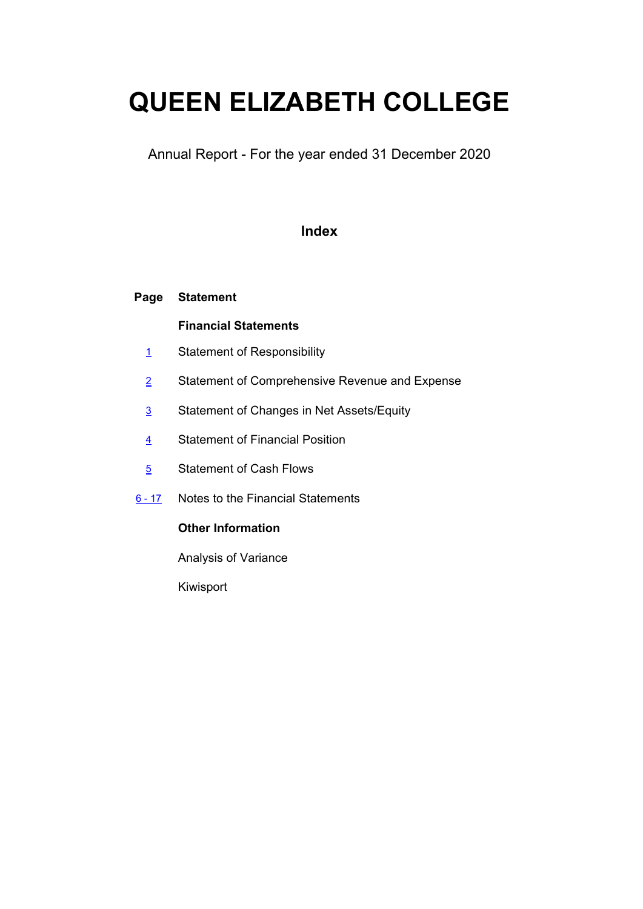# QUEEN ELIZABETH COLLEGE

Annual Report - For the year ended 31 December 2020

## Index

| Page | Statement |
| --- | --- |
| | **Financial Statements** |
| 1 | Statement of Responsibility |
| 2 | Statement of Comprehensive Revenue and Expense |
| 3 | Statement of Changes in Net Assets/Equity |
| 4 | Statement of Financial Position |
| 5 | Statement of Cash Flows |
| 6 - 17 | Notes to the Financial Statements |
| | **Other Information** |
| | Analysis of Variance |
| | Kiwisport |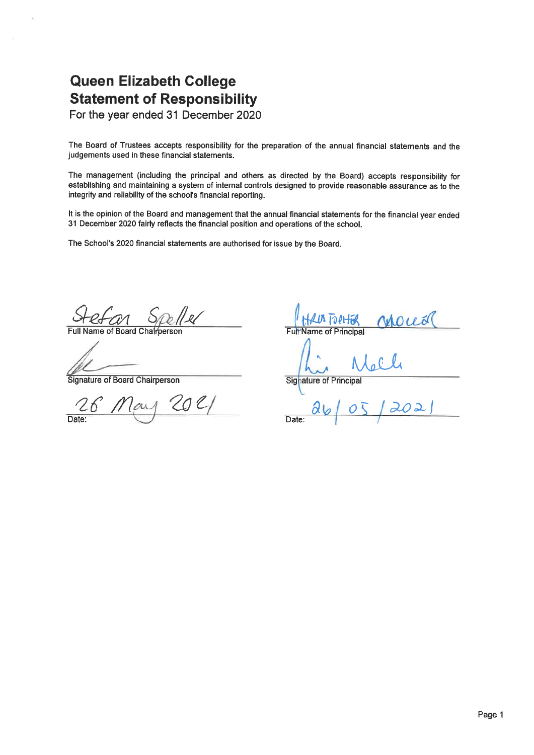# Queen Elizabeth College
# Statement of Responsibility
For the year ended 31 December 2020

The Board of Trustees accepts responsibility for the preparation of the annual financial statements and the judgements used in these financial statements.

The management (including the principal and others as directed by the Board) accepts responsibility for establishing and maintaining a system of internal controls designed to provide reasonable assurance as to the integrity and reliability of the school's financial reporting.

It is the opinion of the Board and management that the annual financial statements for the financial year ended 31 December 2020 fairly reflects the financial position and operations of the school.

The School's 2020 financial statements are authorised for issue by the Board.

Stefan Speller
Full Name of Board Chairperson

Signature of Board Chairperson

26 May 2021
Date:

Christopher Moller
Full Name of Principal

Signature of Principal

26/05/2021
Date: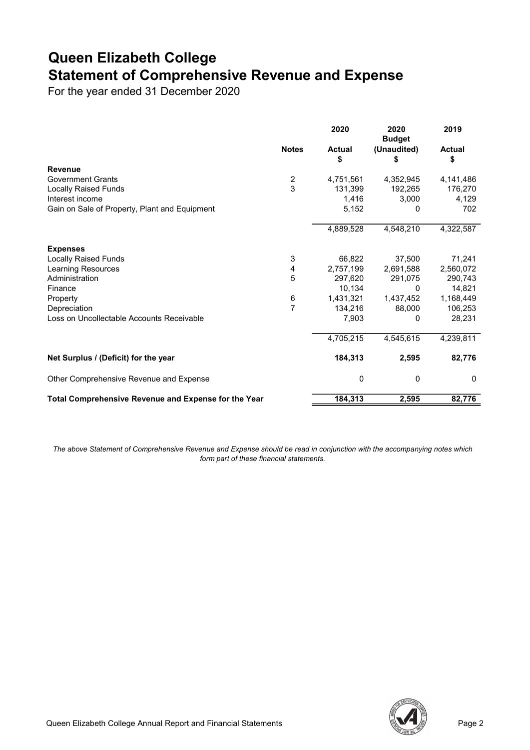# Queen Elizabeth College

## Statement of Comprehensive Revenue and Expense

For the year ended 31 December 2020

| | Notes | 2020 Actual $ | 2020 Budget (Unaudited) $ | 2019 Actual $ |
|---|---|---|---|---|
| **Revenue** | | | | |
| Government Grants | 2 | 4,751,561 | 4,352,945 | 4,141,486 |
| Locally Raised Funds | 3 | 131,399 | 192,265 | 176,270 |
| Interest income | | 1,416 | 3,000 | 4,129 |
| Gain on Sale of Property, Plant and Equipment | | 5,152 | 0 | 702 |
| | | 4,889,528 | 4,548,210 | 4,322,587 |
| **Expenses** | | | | |
| Locally Raised Funds | 3 | 66,822 | 37,500 | 71,241 |
| Learning Resources | 4 | 2,757,199 | 2,691,588 | 2,560,072 |
| Administration | 5 | 297,620 | 291,075 | 290,743 |
| Finance | | 10,134 | 0 | 14,821 |
| Property | 6 | 1,431,321 | 1,437,452 | 1,168,449 |
| Depreciation | 7 | 134,216 | 88,000 | 106,253 |
| Loss on Uncollectable Accounts Receivable | | 7,903 | 0 | 28,231 |
| | | 4,705,215 | 4,545,615 | 4,239,811 |
| **Net Surplus / (Deficit) for the year** | | **184,313** | **2,595** | **82,776** |
| Other Comprehensive Revenue and Expense | | 0 | 0 | 0 |
| **Total Comprehensive Revenue and Expense for the Year** | | **184,313** | **2,595** | **82,776** |

*The above Statement of Comprehensive Revenue and Expense should be read in conjunction with the accompanying notes which form part of these financial statements.*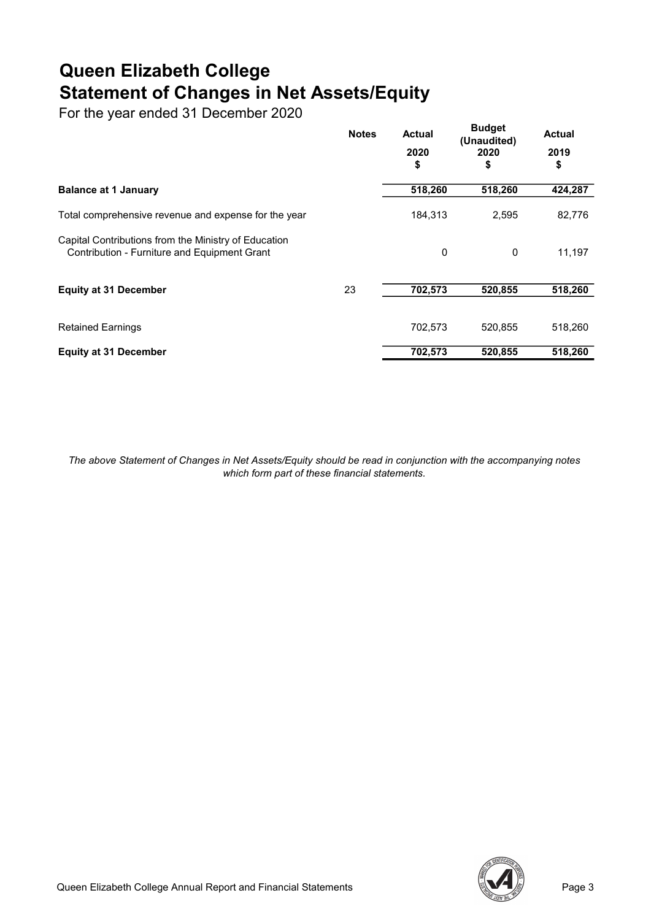# Queen Elizabeth College
# Statement of Changes in Net Assets/Equity

For the year ended 31 December 2020

| | Notes | Actual 2020 $ | Budget (Unaudited) 2020 $ | Actual 2019 $ |
|---|---|---|---|---|
| **Balance at 1 January** | | **518,260** | **518,260** | **424,287** |
| Total comprehensive revenue and expense for the year | | 184,313 | 2,595 | 82,776 |
| Capital Contributions from the Ministry of Education Contribution - Furniture and Equipment Grant | | 0 | 0 | 11,197 |
| **Equity at 31 December** | 23 | **702,573** | **520,855** | **518,260** |
| Retained Earnings | | 702,573 | 520,855 | 518,260 |
| **Equity at 31 December** | | **702,573** | **520,855** | **518,260** |

*The above Statement of Changes in Net Assets/Equity should be read in conjunction with the accompanying notes which form part of these financial statements.*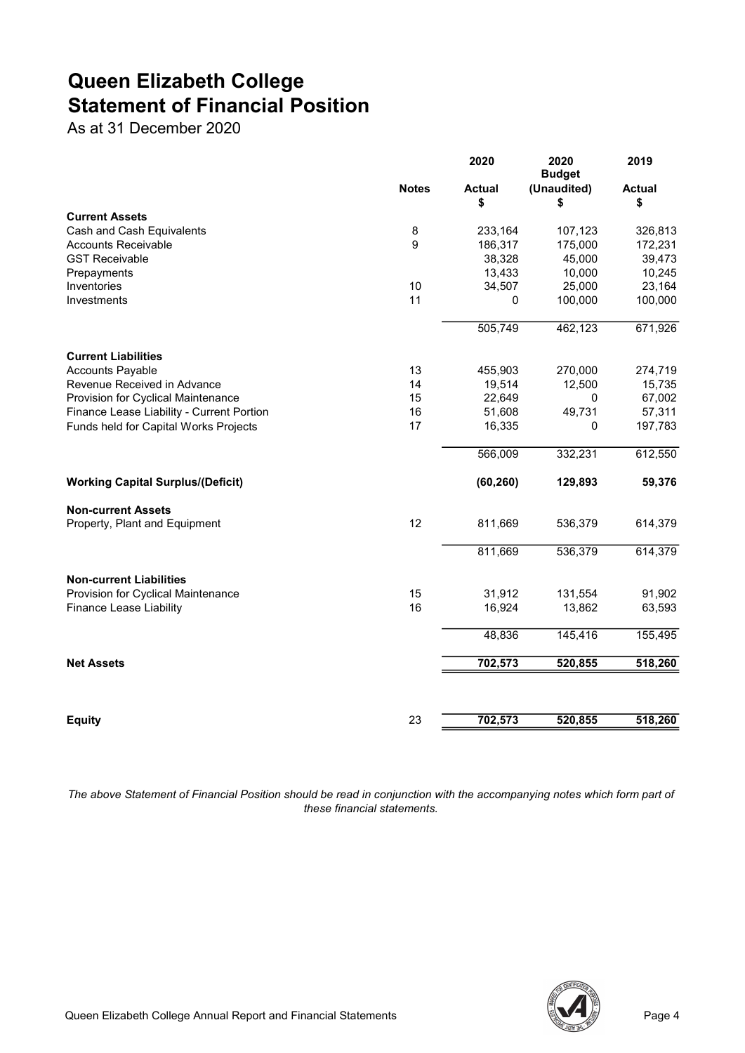# Queen Elizabeth College
# Statement of Financial Position

As at 31 December 2020

| | Notes | 2020 Actual $ | 2020 Budget (Unaudited) $ | 2019 Actual $ |
|---|---|---|---|---|
| **Current Assets** | | | | |
| Cash and Cash Equivalents | 8 | 233,164 | 107,123 | 326,813 |
| Accounts Receivable | 9 | 186,317 | 175,000 | 172,231 |
| GST Receivable | | 38,328 | 45,000 | 39,473 |
| Prepayments | | 13,433 | 10,000 | 10,245 |
| Inventories | 10 | 34,507 | 25,000 | 23,164 |
| Investments | 11 | 0 | 100,000 | 100,000 |
| | | 505,749 | 462,123 | 671,926 |
| **Current Liabilities** | | | | |
| Accounts Payable | 13 | 455,903 | 270,000 | 274,719 |
| Revenue Received in Advance | 14 | 19,514 | 12,500 | 15,735 |
| Provision for Cyclical Maintenance | 15 | 22,649 | 0 | 67,002 |
| Finance Lease Liability - Current Portion | 16 | 51,608 | 49,731 | 57,311 |
| Funds held for Capital Works Projects | 17 | 16,335 | 0 | 197,783 |
| | | 566,009 | 332,231 | 612,550 |
| **Working Capital Surplus/(Deficit)** | | **(60,260)** | **129,893** | **59,376** |
| **Non-current Assets** | | | | |
| Property, Plant and Equipment | 12 | 811,669 | 536,379 | 614,379 |
| | | 811,669 | 536,379 | 614,379 |
| **Non-current Liabilities** | | | | |
| Provision for Cyclical Maintenance | 15 | 31,912 | 131,554 | 91,902 |
| Finance Lease Liability | 16 | 16,924 | 13,862 | 63,593 |
| | | 48,836 | 145,416 | 155,495 |
| **Net Assets** | | **702,573** | **520,855** | **518,260** |
| **Equity** | 23 | **702,573** | **520,855** | **518,260** |

*The above Statement of Financial Position should be read in conjunction with the accompanying notes which form part of these financial statements.*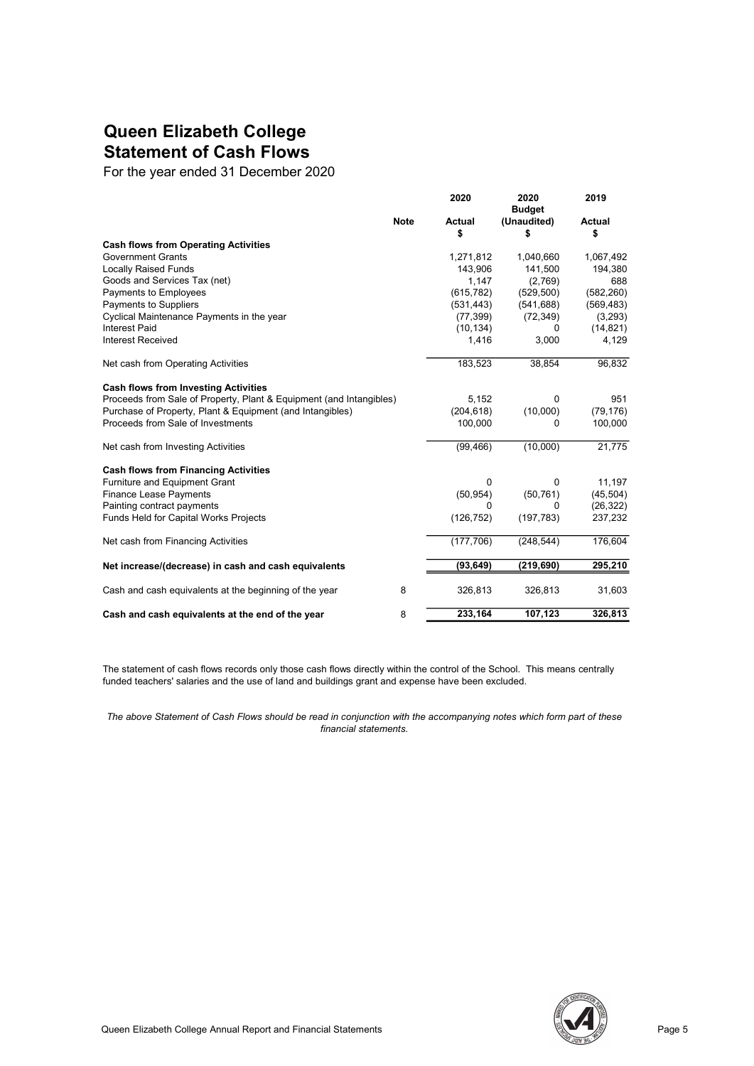# Queen Elizabeth College
## Statement of Cash Flows

For the year ended 31 December 2020

| | Note | 2020<br>Actual<br>$ | 2020<br>Budget<br>(Unaudited)<br>$ | 2019<br>Actual<br>$ |
|---|---|---|---|---|
| **Cash flows from Operating Activities** | | | | |
| Government Grants | | 1,271,812 | 1,040,660 | 1,067,492 |
| Locally Raised Funds | | 143,906 | 141,500 | 194,380 |
| Goods and Services Tax (net) | | 1,147 | (2,769) | 688 |
| Payments to Employees | | (615,782) | (529,500) | (582,260) |
| Payments to Suppliers | | (531,443) | (541,688) | (569,483) |
| Cyclical Maintenance Payments in the year | | (77,399) | (72,349) | (3,293) |
| Interest Paid | | (10,134) | 0 | (14,821) |
| Interest Received | | 1,416 | 3,000 | 4,129 |
| Net cash from Operating Activities | | 183,523 | 38,854 | 96,832 |
| **Cash flows from Investing Activities** | | | | |
| Proceeds from Sale of Property, Plant & Equipment (and Intangibles) | | 5,152 | 0 | 951 |
| Purchase of Property, Plant & Equipment (and Intangibles) | | (204,618) | (10,000) | (79,176) |
| Proceeds from Sale of Investments | | 100,000 | 0 | 100,000 |
| Net cash from Investing Activities | | (99,466) | (10,000) | 21,775 |
| **Cash flows from Financing Activities** | | | | |
| Furniture and Equipment Grant | | 0 | 0 | 11,197 |
| Finance Lease Payments | | (50,954) | (50,761) | (45,504) |
| Painting contract payments | | 0 | 0 | (26,322) |
| Funds Held for Capital Works Projects | | (126,752) | (197,783) | 237,232 |
| Net cash from Financing Activities | | (177,706) | (248,544) | 176,604 |
| **Net increase/(decrease) in cash and cash equivalents** | | **(93,649)** | **(219,690)** | **295,210** |
| Cash and cash equivalents at the beginning of the year | 8 | 326,813 | 326,813 | 31,603 |
| **Cash and cash equivalents at the end of the year** | 8 | **233,164** | **107,123** | **326,813** |

The statement of cash flows records only those cash flows directly within the control of the School. This means centrally funded teachers' salaries and the use of land and buildings grant and expense have been excluded.

*The above Statement of Cash Flows should be read in conjunction with the accompanying notes which form part of these financial statements.*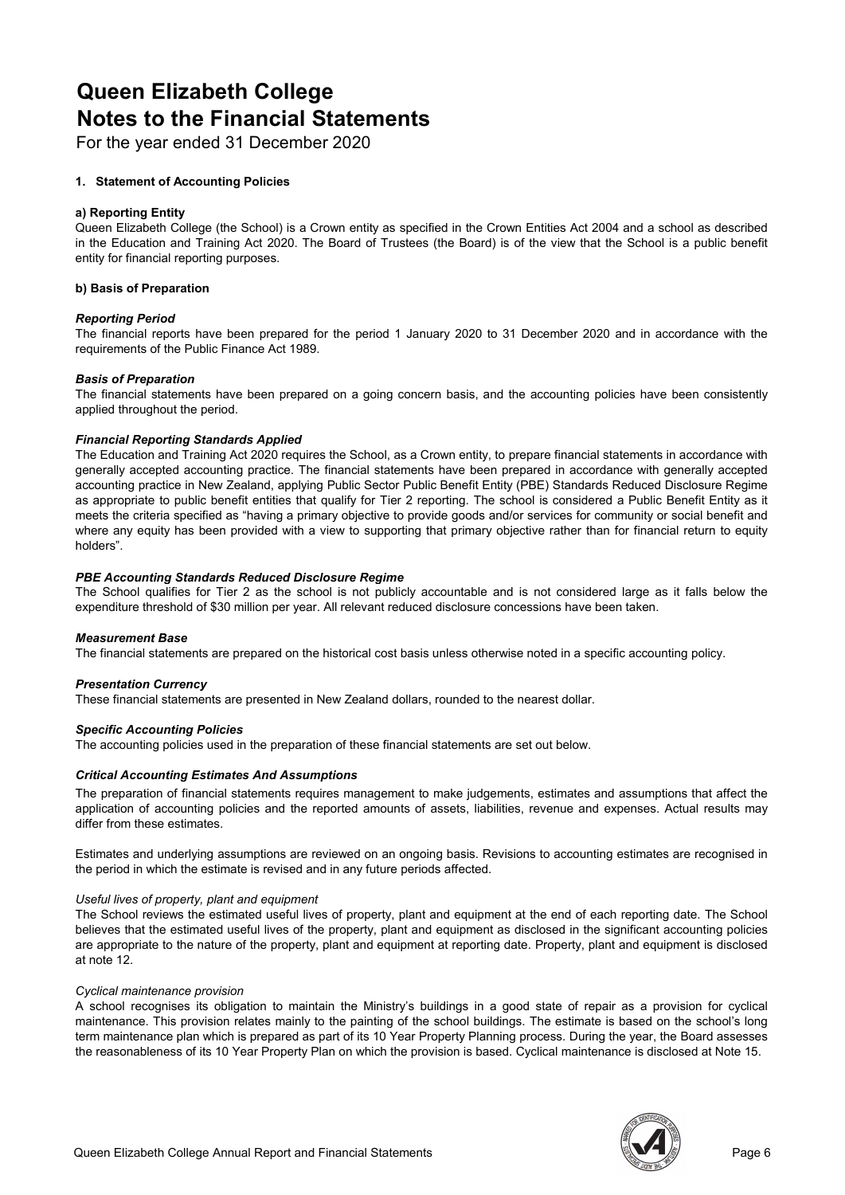# Queen Elizabeth College
# Notes to the Financial Statements

For the year ended 31 December 2020

**1. Statement of Accounting Policies**

**a) Reporting Entity**

Queen Elizabeth College (the School) is a Crown entity as specified in the Crown Entities Act 2004 and a school as described in the Education and Training Act 2020. The Board of Trustees (the Board) is of the view that the School is a public benefit entity for financial reporting purposes.

**b) Basis of Preparation**

***Reporting Period***

The financial reports have been prepared for the period 1 January 2020 to 31 December 2020 and in accordance with the requirements of the Public Finance Act 1989.

***Basis of Preparation***

The financial statements have been prepared on a going concern basis, and the accounting policies have been consistently applied throughout the period.

***Financial Reporting Standards Applied***

The Education and Training Act 2020 requires the School, as a Crown entity, to prepare financial statements in accordance with generally accepted accounting practice. The financial statements have been prepared in accordance with generally accepted accounting practice in New Zealand, applying Public Sector Public Benefit Entity (PBE) Standards Reduced Disclosure Regime as appropriate to public benefit entities that qualify for Tier 2 reporting. The school is considered a Public Benefit Entity as it meets the criteria specified as "having a primary objective to provide goods and/or services for community or social benefit and where any equity has been provided with a view to supporting that primary objective rather than for financial return to equity holders".

***PBE Accounting Standards Reduced Disclosure Regime***

The School qualifies for Tier 2 as the school is not publicly accountable and is not considered large as it falls below the expenditure threshold of $30 million per year. All relevant reduced disclosure concessions have been taken.

***Measurement Base***

The financial statements are prepared on the historical cost basis unless otherwise noted in a specific accounting policy.

***Presentation Currency***

These financial statements are presented in New Zealand dollars, rounded to the nearest dollar.

***Specific Accounting Policies***

The accounting policies used in the preparation of these financial statements are set out below.

***Critical Accounting Estimates And Assumptions***

The preparation of financial statements requires management to make judgements, estimates and assumptions that affect the application of accounting policies and the reported amounts of assets, liabilities, revenue and expenses. Actual results may differ from these estimates.

Estimates and underlying assumptions are reviewed on an ongoing basis. Revisions to accounting estimates are recognised in the period in which the estimate is revised and in any future periods affected.

*Useful lives of property, plant and equipment*

The School reviews the estimated useful lives of property, plant and equipment at the end of each reporting date. The School believes that the estimated useful lives of the property, plant and equipment as disclosed in the significant accounting policies are appropriate to the nature of the property, plant and equipment at reporting date. Property, plant and equipment is disclosed at note 12.

*Cyclical maintenance provision*

A school recognises its obligation to maintain the Ministry's buildings in a good state of repair as a provision for cyclical maintenance. This provision relates mainly to the painting of the school buildings. The estimate is based on the school's long term maintenance plan which is prepared as part of its 10 Year Property Planning process. During the year, the Board assesses the reasonableness of its 10 Year Property Plan on which the provision is based. Cyclical maintenance is disclosed at Note 15.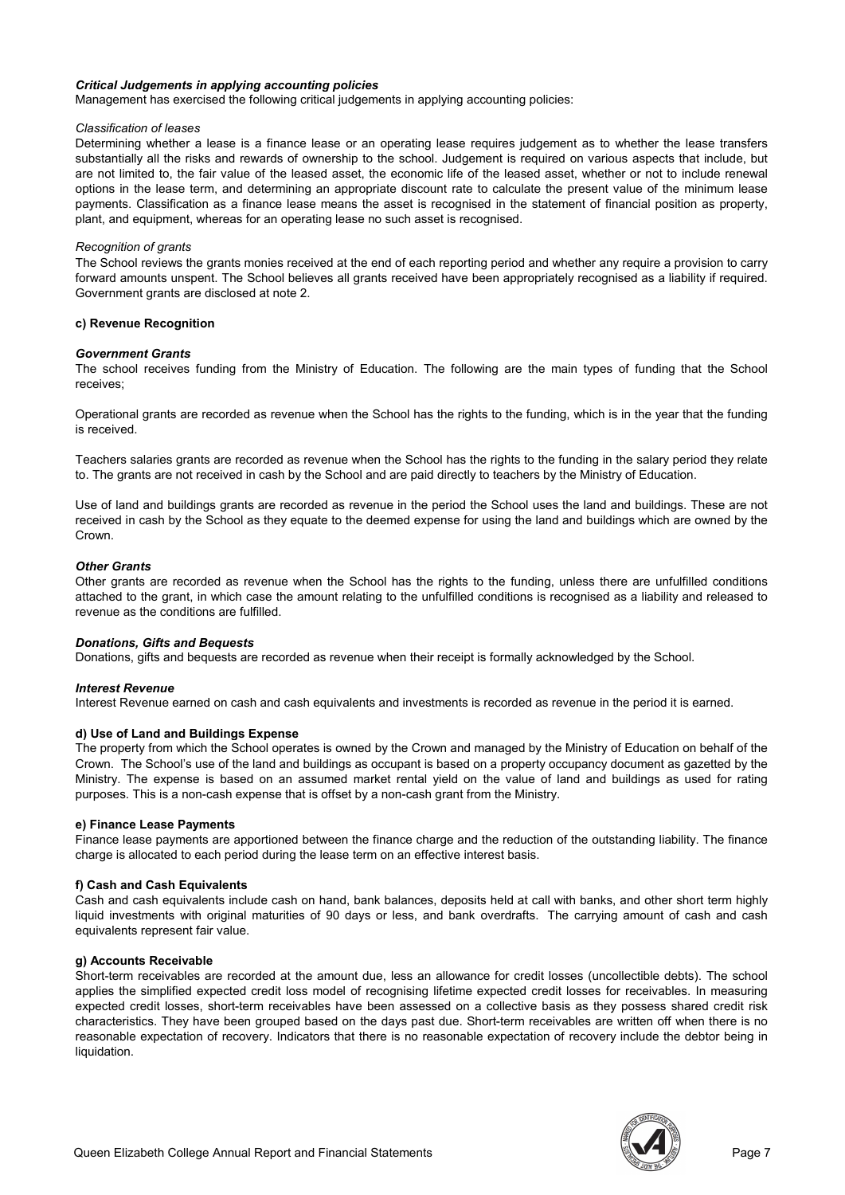***Critical Judgements in applying accounting policies***

Management has exercised the following critical judgements in applying accounting policies:

*Classification of leases*

Determining whether a lease is a finance lease or an operating lease requires judgement as to whether the lease transfers substantially all the risks and rewards of ownership to the school. Judgement is required on various aspects that include, but are not limited to, the fair value of the leased asset, the economic life of the leased asset, whether or not to include renewal options in the lease term, and determining an appropriate discount rate to calculate the present value of the minimum lease payments. Classification as a finance lease means the asset is recognised in the statement of financial position as property, plant, and equipment, whereas for an operating lease no such asset is recognised.

*Recognition of grants*

The School reviews the grants monies received at the end of each reporting period and whether any require a provision to carry forward amounts unspent. The School believes all grants received have been appropriately recognised as a liability if required. Government grants are disclosed at note 2.

**c) Revenue Recognition**

***Government Grants***

The school receives funding from the Ministry of Education. The following are the main types of funding that the School receives;

Operational grants are recorded as revenue when the School has the rights to the funding, which is in the year that the funding is received.

Teachers salaries grants are recorded as revenue when the School has the rights to the funding in the salary period they relate to. The grants are not received in cash by the School and are paid directly to teachers by the Ministry of Education.

Use of land and buildings grants are recorded as revenue in the period the School uses the land and buildings. These are not received in cash by the School as they equate to the deemed expense for using the land and buildings which are owned by the Crown.

***Other Grants***

Other grants are recorded as revenue when the School has the rights to the funding, unless there are unfulfilled conditions attached to the grant, in which case the amount relating to the unfulfilled conditions is recognised as a liability and released to revenue as the conditions are fulfilled.

***Donations, Gifts and Bequests***

Donations, gifts and bequests are recorded as revenue when their receipt is formally acknowledged by the School.

***Interest Revenue***

Interest Revenue earned on cash and cash equivalents and investments is recorded as revenue in the period it is earned.

**d) Use of Land and Buildings Expense**

The property from which the School operates is owned by the Crown and managed by the Ministry of Education on behalf of the Crown. The School's use of the land and buildings as occupant is based on a property occupancy document as gazetted by the Ministry. The expense is based on an assumed market rental yield on the value of land and buildings as used for rating purposes. This is a non-cash expense that is offset by a non-cash grant from the Ministry.

**e) Finance Lease Payments**

Finance lease payments are apportioned between the finance charge and the reduction of the outstanding liability. The finance charge is allocated to each period during the lease term on an effective interest basis.

**f) Cash and Cash Equivalents**

Cash and cash equivalents include cash on hand, bank balances, deposits held at call with banks, and other short term highly liquid investments with original maturities of 90 days or less, and bank overdrafts. The carrying amount of cash and cash equivalents represent fair value.

**g) Accounts Receivable**

Short-term receivables are recorded at the amount due, less an allowance for credit losses (uncollectible debts). The school applies the simplified expected credit loss model of recognising lifetime expected credit losses for receivables. In measuring expected credit losses, short-term receivables have been assessed on a collective basis as they possess shared credit risk characteristics. They have been grouped based on the days past due. Short-term receivables are written off when there is no reasonable expectation of recovery. Indicators that there is no reasonable expectation of recovery include the debtor being in liquidation.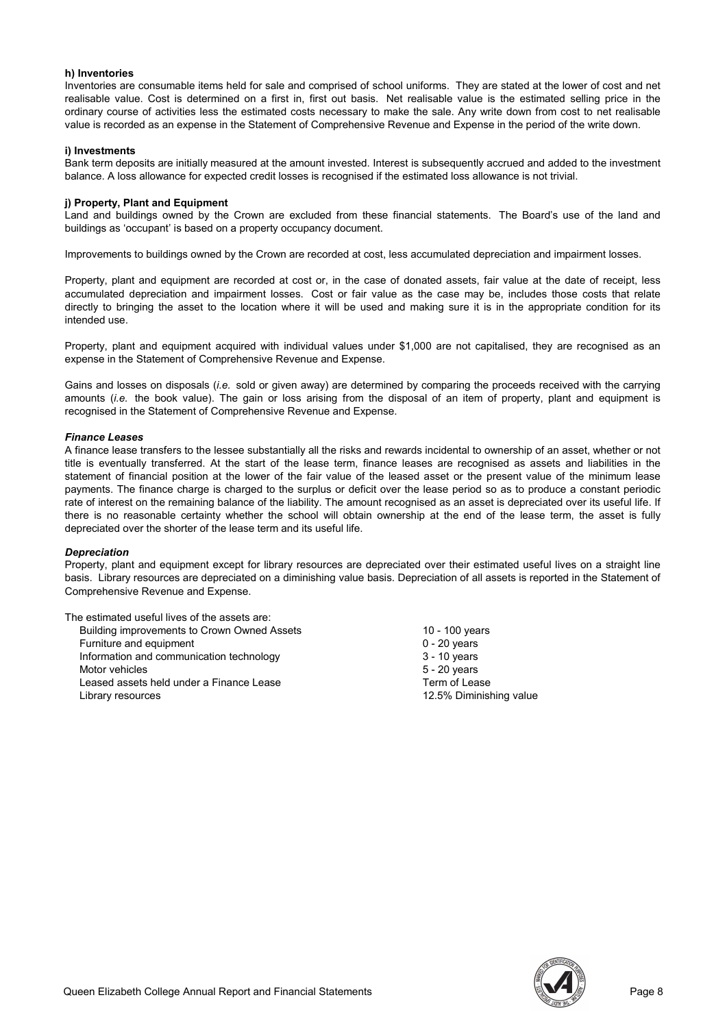#### h) Inventories

Inventories are consumable items held for sale and comprised of school uniforms. They are stated at the lower of cost and net realisable value. Cost is determined on a first in, first out basis. Net realisable value is the estimated selling price in the ordinary course of activities less the estimated costs necessary to make the sale. Any write down from cost to net realisable value is recorded as an expense in the Statement of Comprehensive Revenue and Expense in the period of the write down.

#### i) Investments

Bank term deposits are initially measured at the amount invested. Interest is subsequently accrued and added to the investment balance. A loss allowance for expected credit losses is recognised if the estimated loss allowance is not trivial.

#### j) Property, Plant and Equipment

Land and buildings owned by the Crown are excluded from these financial statements. The Board's use of the land and buildings as 'occupant' is based on a property occupancy document.

Improvements to buildings owned by the Crown are recorded at cost, less accumulated depreciation and impairment losses.

Property, plant and equipment are recorded at cost or, in the case of donated assets, fair value at the date of receipt, less accumulated depreciation and impairment losses. Cost or fair value as the case may be, includes those costs that relate directly to bringing the asset to the location where it will be used and making sure it is in the appropriate condition for its intended use.

Property, plant and equipment acquired with individual values under $1,000 are not capitalised, they are recognised as an expense in the Statement of Comprehensive Revenue and Expense.

Gains and losses on disposals (*i.e.* sold or given away) are determined by comparing the proceeds received with the carrying amounts (*i.e.* the book value). The gain or loss arising from the disposal of an item of property, plant and equipment is recognised in the Statement of Comprehensive Revenue and Expense.

***Finance Leases***

A finance lease transfers to the lessee substantially all the risks and rewards incidental to ownership of an asset, whether or not title is eventually transferred. At the start of the lease term, finance leases are recognised as assets and liabilities in the statement of financial position at the lower of the fair value of the leased asset or the present value of the minimum lease payments. The finance charge is charged to the surplus or deficit over the lease period so as to produce a constant periodic rate of interest on the remaining balance of the liability. The amount recognised as an asset is depreciated over its useful life. If there is no reasonable certainty whether the school will obtain ownership at the end of the lease term, the asset is fully depreciated over the shorter of the lease term and its useful life.

***Depreciation***

Property, plant and equipment except for library resources are depreciated over their estimated useful lives on a straight line basis. Library resources are depreciated on a diminishing value basis. Depreciation of all assets is reported in the Statement of Comprehensive Revenue and Expense.

The estimated useful lives of the assets are:

| | |
|---|---|
| Building improvements to Crown Owned Assets | 10 - 100 years |
| Furniture and equipment | 0 - 20 years |
| Information and communication technology | 3 - 10 years |
| Motor vehicles | 5 - 20 years |
| Leased assets held under a Finance Lease | Term of Lease |
| Library resources | 12.5% Diminishing value |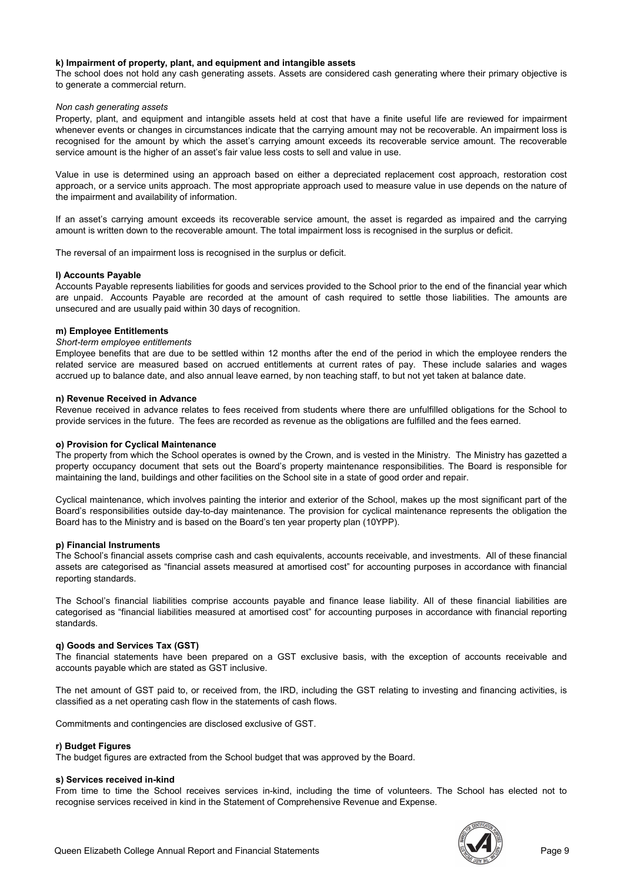**k) Impairment of property, plant, and equipment and intangible assets**
The school does not hold any cash generating assets. Assets are considered cash generating where their primary objective is to generate a commercial return.

*Non cash generating assets*
Property, plant, and equipment and intangible assets held at cost that have a finite useful life are reviewed for impairment whenever events or changes in circumstances indicate that the carrying amount may not be recoverable. An impairment loss is recognised for the amount by which the asset's carrying amount exceeds its recoverable service amount. The recoverable service amount is the higher of an asset's fair value less costs to sell and value in use.

Value in use is determined using an approach based on either a depreciated replacement cost approach, restoration cost approach, or a service units approach. The most appropriate approach used to measure value in use depends on the nature of the impairment and availability of information.

If an asset's carrying amount exceeds its recoverable service amount, the asset is regarded as impaired and the carrying amount is written down to the recoverable amount. The total impairment loss is recognised in the surplus or deficit.

The reversal of an impairment loss is recognised in the surplus or deficit.

**l) Accounts Payable**
Accounts Payable represents liabilities for goods and services provided to the School prior to the end of the financial year which are unpaid. Accounts Payable are recorded at the amount of cash required to settle those liabilities. The amounts are unsecured and are usually paid within 30 days of recognition.

**m) Employee Entitlements**
*Short-term employee entitlements*
Employee benefits that are due to be settled within 12 months after the end of the period in which the employee renders the related service are measured based on accrued entitlements at current rates of pay. These include salaries and wages accrued up to balance date, and also annual leave earned, by non teaching staff, to but not yet taken at balance date.

**n) Revenue Received in Advance**
Revenue received in advance relates to fees received from students where there are unfulfilled obligations for the School to provide services in the future. The fees are recorded as revenue as the obligations are fulfilled and the fees earned.

**o) Provision for Cyclical Maintenance**
The property from which the School operates is owned by the Crown, and is vested in the Ministry. The Ministry has gazetted a property occupancy document that sets out the Board's property maintenance responsibilities. The Board is responsible for maintaining the land, buildings and other facilities on the School site in a state of good order and repair.

Cyclical maintenance, which involves painting the interior and exterior of the School, makes up the most significant part of the Board's responsibilities outside day-to-day maintenance. The provision for cyclical maintenance represents the obligation the Board has to the Ministry and is based on the Board's ten year property plan (10YPP).

**p) Financial Instruments**
The School's financial assets comprise cash and cash equivalents, accounts receivable, and investments. All of these financial assets are categorised as "financial assets measured at amortised cost" for accounting purposes in accordance with financial reporting standards.

The School's financial liabilities comprise accounts payable and finance lease liability. All of these financial liabilities are categorised as "financial liabilities measured at amortised cost" for accounting purposes in accordance with financial reporting standards.

**q) Goods and Services Tax (GST)**
The financial statements have been prepared on a GST exclusive basis, with the exception of accounts receivable and accounts payable which are stated as GST inclusive.

The net amount of GST paid to, or received from, the IRD, including the GST relating to investing and financing activities, is classified as a net operating cash flow in the statements of cash flows.

Commitments and contingencies are disclosed exclusive of GST.

**r) Budget Figures**
The budget figures are extracted from the School budget that was approved by the Board.

**s) Services received in-kind**
From time to time the School receives services in-kind, including the time of volunteers. The School has elected not to recognise services received in kind in the Statement of Comprehensive Revenue and Expense.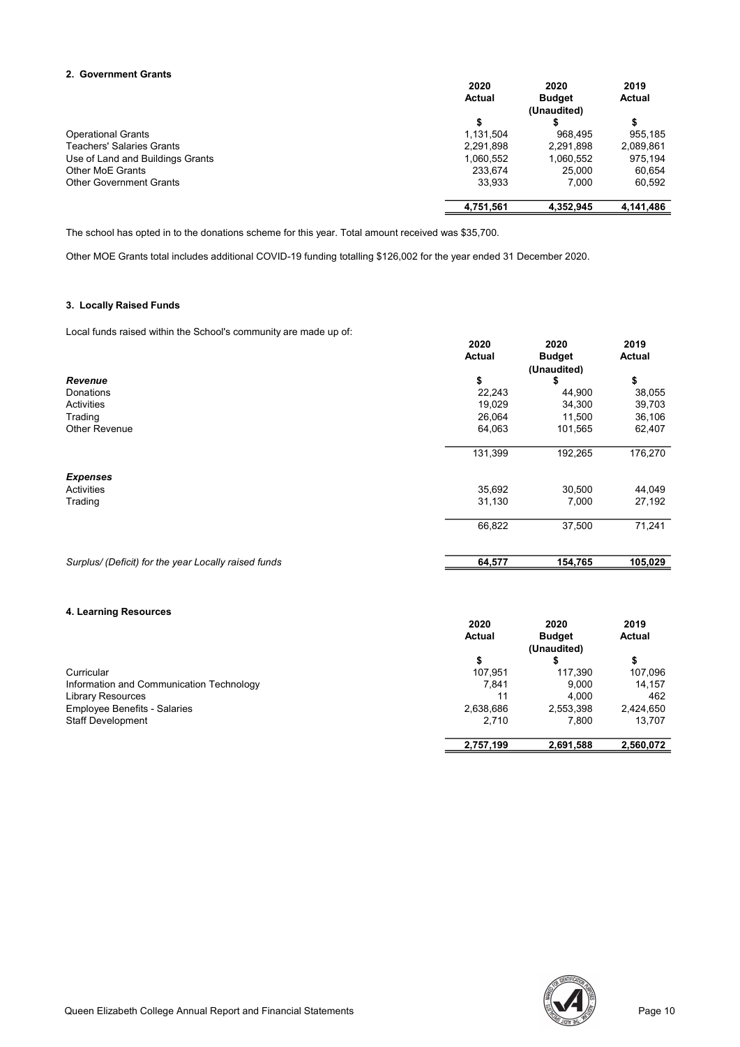## 2. Government Grants

| | 2020 Actual | 2020 Budget (Unaudited) | 2019 Actual |
|---|---|---|---|
| | $ | $ | $ |
| Operational Grants | 1,131,504 | 968,495 | 955,185 |
| Teachers' Salaries Grants | 2,291,898 | 2,291,898 | 2,089,861 |
| Use of Land and Buildings Grants | 1,060,552 | 1,060,552 | 975,194 |
| Other MoE Grants | 233,674 | 25,000 | 60,654 |
| Other Government Grants | 33,933 | 7,000 | 60,592 |
| | **4,751,561** | **4,352,945** | **4,141,486** |

The school has opted in to the donations scheme for this year. Total amount received was $35,700.

Other MOE Grants total includes additional COVID-19 funding totalling $126,002 for the year ended 31 December 2020.

## 3. Locally Raised Funds

Local funds raised within the School's community are made up of:

| | 2020 Actual | 2020 Budget (Unaudited) | 2019 Actual |
|---|---|---|---|
| ***Revenue*** | $ | $ | $ |
| Donations | 22,243 | 44,900 | 38,055 |
| Activities | 19,029 | 34,300 | 39,703 |
| Trading | 26,064 | 11,500 | 36,106 |
| Other Revenue | 64,063 | 101,565 | 62,407 |
| | 131,399 | 192,265 | 176,270 |
| ***Expenses*** | | | |
| Activities | 35,692 | 30,500 | 44,049 |
| Trading | 31,130 | 7,000 | 27,192 |
| | 66,822 | 37,500 | 71,241 |
| *Surplus/ (Deficit) for the year Locally raised funds* | **64,577** | **154,765** | **105,029** |

## 4. Learning Resources

| | 2020 Actual | 2020 Budget (Unaudited) | 2019 Actual |
|---|---|---|---|
| | $ | $ | $ |
| Curricular | 107,951 | 117,390 | 107,096 |
| Information and Communication Technology | 7,841 | 9,000 | 14,157 |
| Library Resources | 11 | 4,000 | 462 |
| Employee Benefits - Salaries | 2,638,686 | 2,553,398 | 2,424,650 |
| Staff Development | 2,710 | 7,800 | 13,707 |
| | **2,757,199** | **2,691,588** | **2,560,072** |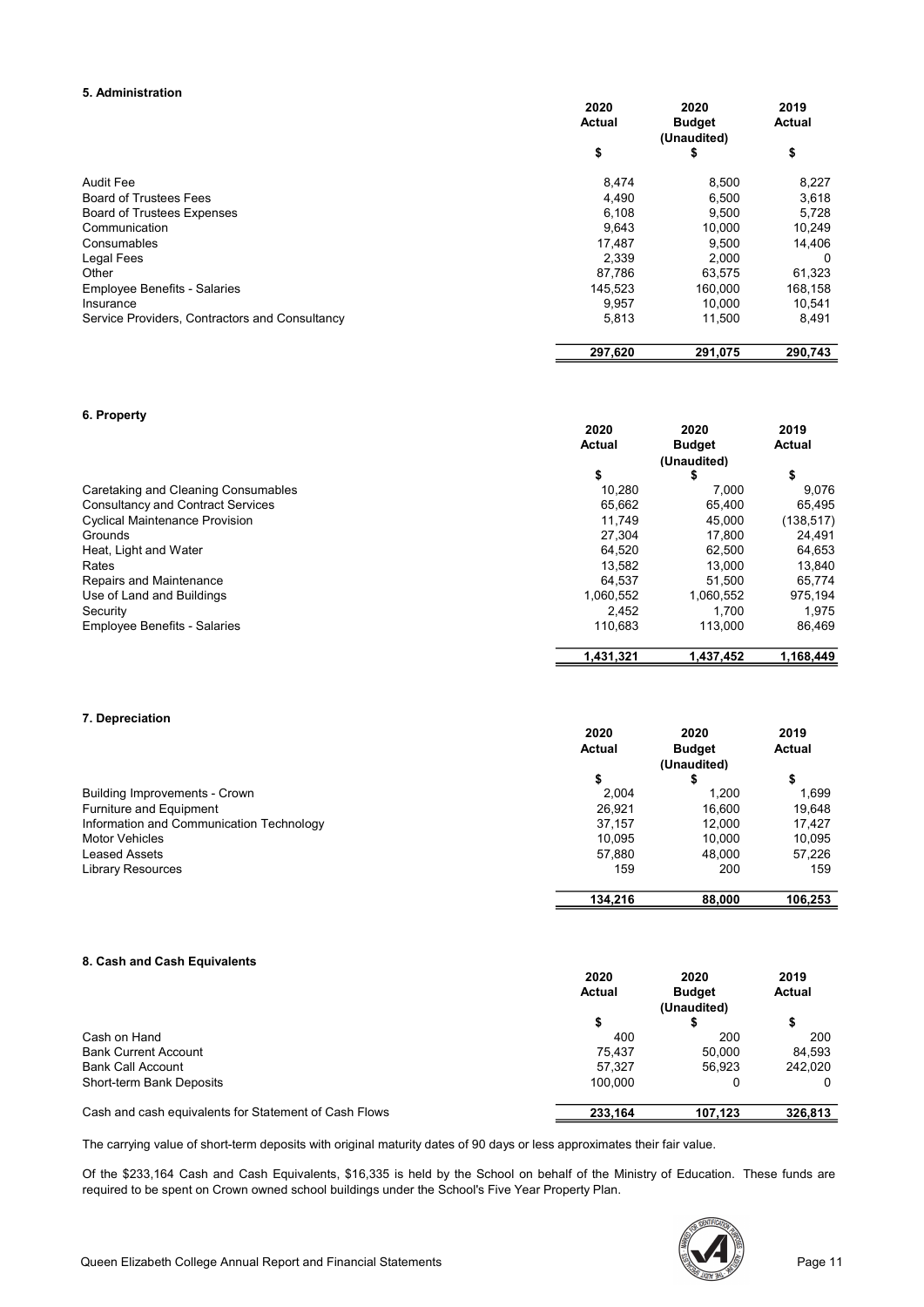### 5. Administration

| | 2020 Actual | 2020 Budget (Unaudited) | 2019 Actual |
|---|---|---|---|
| | $ | $ | $ |
| Audit Fee | 8,474 | 8,500 | 8,227 |
| Board of Trustees Fees | 4,490 | 6,500 | 3,618 |
| Board of Trustees Expenses | 6,108 | 9,500 | 5,728 |
| Communication | 9,643 | 10,000 | 10,249 |
| Consumables | 17,487 | 9,500 | 14,406 |
| Legal Fees | 2,339 | 2,000 | 0 |
| Other | 87,786 | 63,575 | 61,323 |
| Employee Benefits - Salaries | 145,523 | 160,000 | 168,158 |
| Insurance | 9,957 | 10,000 | 10,541 |
| Service Providers, Contractors and Consultancy | 5,813 | 11,500 | 8,491 |
| | 297,620 | 291,075 | 290,743 |

### 6. Property

| | 2020 Actual | 2020 Budget (Unaudited) | 2019 Actual |
|---|---|---|---|
| | $ | $ | $ |
| Caretaking and Cleaning Consumables | 10,280 | 7,000 | 9,076 |
| Consultancy and Contract Services | 65,662 | 65,400 | 65,495 |
| Cyclical Maintenance Provision | 11,749 | 45,000 | (138,517) |
| Grounds | 27,304 | 17,800 | 24,491 |
| Heat, Light and Water | 64,520 | 62,500 | 64,653 |
| Rates | 13,582 | 13,000 | 13,840 |
| Repairs and Maintenance | 64,537 | 51,500 | 65,774 |
| Use of Land and Buildings | 1,060,552 | 1,060,552 | 975,194 |
| Security | 2,452 | 1,700 | 1,975 |
| Employee Benefits - Salaries | 110,683 | 113,000 | 86,469 |
| | 1,431,321 | 1,437,452 | 1,168,449 |

### 7. Depreciation

| | 2020 Actual | 2020 Budget (Unaudited) | 2019 Actual |
|---|---|---|---|
| | $ | $ | $ |
| Building Improvements - Crown | 2,004 | 1,200 | 1,699 |
| Furniture and Equipment | 26,921 | 16,600 | 19,648 |
| Information and Communication Technology | 37,157 | 12,000 | 17,427 |
| Motor Vehicles | 10,095 | 10,000 | 10,095 |
| Leased Assets | 57,880 | 48,000 | 57,226 |
| Library Resources | 159 | 200 | 159 |
| | 134,216 | 88,000 | 106,253 |

### 8. Cash and Cash Equivalents

| | 2020 Actual | 2020 Budget (Unaudited) | 2019 Actual |
|---|---|---|---|
| | $ | $ | $ |
| Cash on Hand | 400 | 200 | 200 |
| Bank Current Account | 75,437 | 50,000 | 84,593 |
| Bank Call Account | 57,327 | 56,923 | 242,020 |
| Short-term Bank Deposits | 100,000 | 0 | 0 |
| Cash and cash equivalents for Statement of Cash Flows | 233,164 | 107,123 | 326,813 |

The carrying value of short-term deposits with original maturity dates of 90 days or less approximates their fair value.

Of the $233,164 Cash and Cash Equivalents, $16,335 is held by the School on behalf of the Ministry of Education. These funds are required to be spent on Crown owned school buildings under the School's Five Year Property Plan.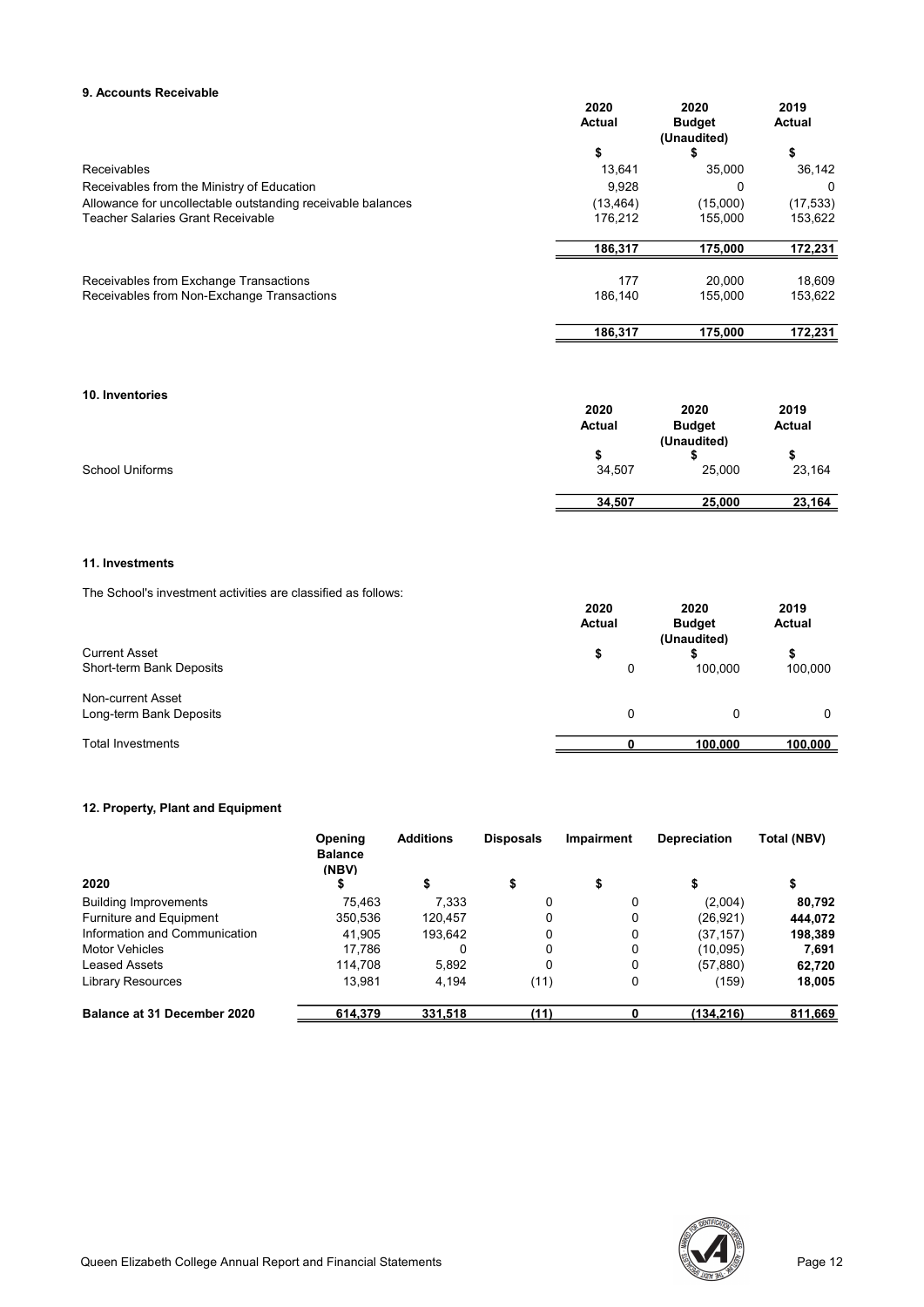### 9. Accounts Receivable

| | 2020 Actual | 2020 Budget (Unaudited) | 2019 Actual |
|---|---|---|---|
| | $ | $ | $ |
| Receivables | 13,641 | 35,000 | 36,142 |
| Receivables from the Ministry of Education | 9,928 | 0 | 0 |
| Allowance for uncollectable outstanding receivable balances | (13,464) | (15,000) | (17,533) |
| Teacher Salaries Grant Receivable | 176,212 | 155,000 | 153,622 |
| | **186,317** | **175,000** | **172,231** |
| Receivables from Exchange Transactions | 177 | 20,000 | 18,609 |
| Receivables from Non-Exchange Transactions | 186,140 | 155,000 | 153,622 |
| | **186,317** | **175,000** | **172,231** |

### 10. Inventories

| | 2020 Actual | 2020 Budget (Unaudited) | 2019 Actual |
|---|---|---|---|
| | $ | $ | $ |
| School Uniforms | 34,507 | 25,000 | 23,164 |
| | **34,507** | **25,000** | **23,164** |

### 11. Investments

The School's investment activities are classified as follows:

| | 2020 Actual | 2020 Budget (Unaudited) | 2019 Actual |
|---|---|---|---|
| Current Asset | $ | $ | $ |
| Short-term Bank Deposits | 0 | 100,000 | 100,000 |
| Non-current Asset | | | |
| Long-term Bank Deposits | 0 | 0 | 0 |
| Total Investments | **0** | **100,000** | **100,000** |

### 12. Property, Plant and Equipment

| 2020 | Opening Balance (NBV) $ | Additions $ | Disposals $ | Impairment $ | Depreciation $ | Total (NBV) $ |
|---|---|---|---|---|---|---|
| Building Improvements | 75,463 | 7,333 | 0 | 0 | (2,004) | **80,792** |
| Furniture and Equipment | 350,536 | 120,457 | 0 | 0 | (26,921) | **444,072** |
| Information and Communication | 41,905 | 193,642 | 0 | 0 | (37,157) | **198,389** |
| Motor Vehicles | 17,786 | 0 | 0 | 0 | (10,095) | **7,691** |
| Leased Assets | 114,708 | 5,892 | 0 | 0 | (57,880) | **62,720** |
| Library Resources | 13,981 | 4,194 | (11) | 0 | (159) | **18,005** |
| **Balance at 31 December 2020** | **614,379** | **331,518** | **(11)** | **0** | **(134,216)** | **811,669** |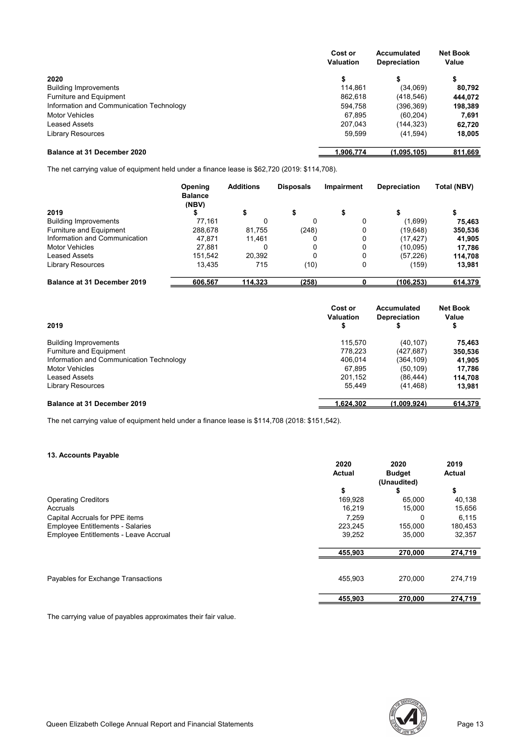| | Cost or Valuation | Accumulated Depreciation | Net Book Value |
|---|---|---|---|
| **2020** | $ | $ | $ |
| Building Improvements | 114,861 | (34,069) | **80,792** |
| Furniture and Equipment | 862,618 | (418,546) | **444,072** |
| Information and Communication Technology | 594,758 | (396,369) | **198,389** |
| Motor Vehicles | 67,895 | (60,204) | **7,691** |
| Leased Assets | 207,043 | (144,323) | **62,720** |
| Library Resources | 59,599 | (41,594) | **18,005** |
| **Balance at 31 December 2020** | 1,906,774 | (1,095,105) | 811,669 |

The net carrying value of equipment held under a finance lease is $62,720 (2019: $114,708).

| | Opening Balance (NBV) | Additions | Disposals | Impairment | Depreciation | Total (NBV) |
|---|---|---|---|---|---|---|
| **2019** | $ | $ | $ | $ | $ | $ |
| Building Improvements | 77,161 | 0 | 0 | 0 | (1,699) | **75,463** |
| Furniture and Equipment | 288,678 | 81,755 | (248) | 0 | (19,648) | **350,536** |
| Information and Communication | 47,871 | 11,461 | 0 | 0 | (17,427) | **41,905** |
| Motor Vehicles | 27,881 | 0 | 0 | 0 | (10,095) | **17,786** |
| Leased Assets | 151,542 | 20,392 | 0 | 0 | (57,226) | **114,708** |
| Library Resources | 13,435 | 715 | (10) | 0 | (159) | **13,981** |
| **Balance at 31 December 2019** | 606,567 | 114,323 | (258) | 0 | (106,253) | 614,379 |

| **2019** | Cost or Valuation $ | Accumulated Depreciation $ | Net Book Value $ |
|---|---|---|---|
| Building Improvements | 115,570 | (40,107) | **75,463** |
| Furniture and Equipment | 778,223 | (427,687) | **350,536** |
| Information and Communication Technology | 406,014 | (364,109) | **41,905** |
| Motor Vehicles | 67,895 | (50,109) | **17,786** |
| Leased Assets | 201,152 | (86,444) | **114,708** |
| Library Resources | 55,449 | (41,468) | **13,981** |
| **Balance at 31 December 2019** | 1,624,302 | (1,009,924) | 614,379 |

The net carrying value of equipment held under a finance lease is $114,708 (2018: $151,542).

### 13. Accounts Payable

| | 2020 Actual | 2020 Budget (Unaudited) | 2019 Actual |
|---|---|---|---|
| | $ | $ | $ |
| Operating Creditors | 169,928 | 65,000 | 40,138 |
| Accruals | 16,219 | 15,000 | 15,656 |
| Capital Accruals for PPE items | 7,259 | 0 | 6,115 |
| Employee Entitlements - Salaries | 223,245 | 155,000 | 180,453 |
| Employee Entitlements - Leave Accrual | 39,252 | 35,000 | 32,357 |
| | 455,903 | 270,000 | 274,719 |
| Payables for Exchange Transactions | 455,903 | 270,000 | 274,719 |
| | 455,903 | 270,000 | 274,719 |

The carrying value of payables approximates their fair value.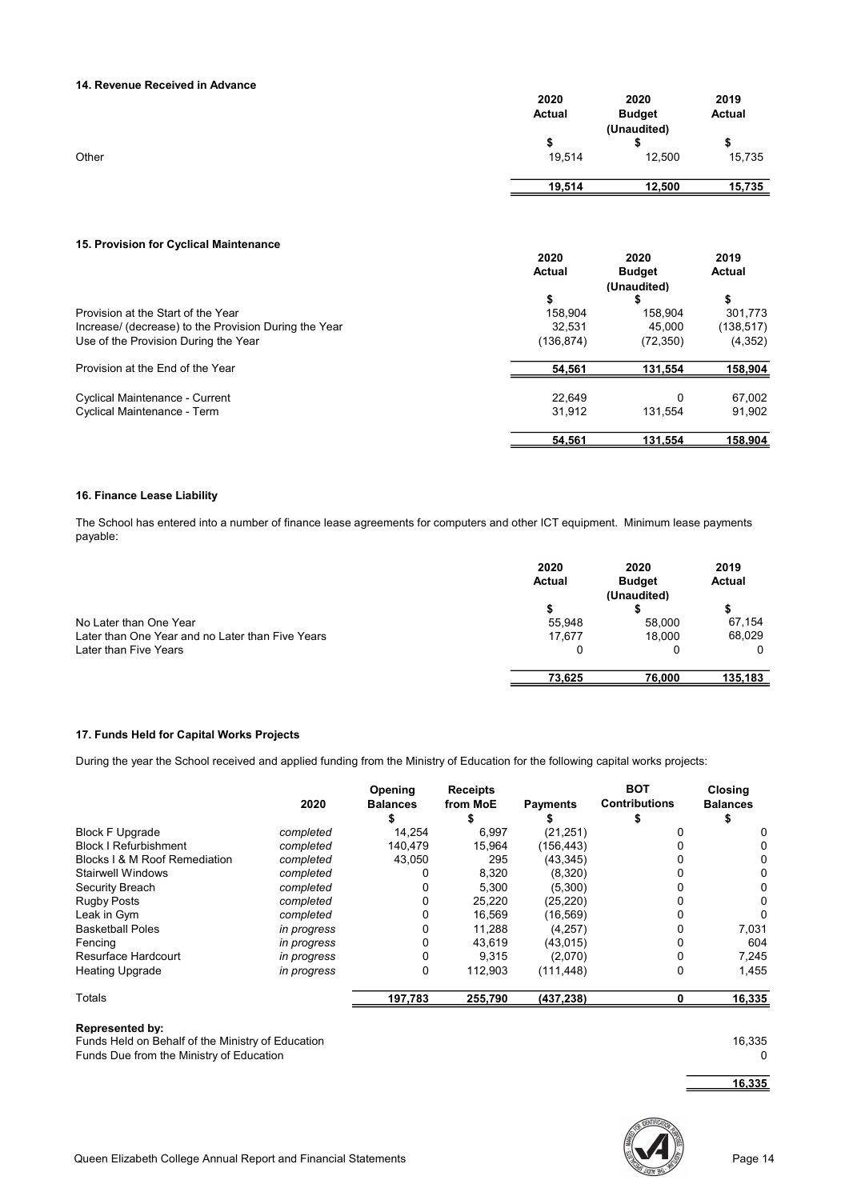### 14. Revenue Received in Advance

| | 2020 Actual | 2020 Budget (Unaudited) | 2019 Actual |
|---|---|---|---|
| | $ | $ | $ |
| Other | 19,514 | 12,500 | 15,735 |
| | **19,514** | **12,500** | **15,735** |

### 15. Provision for Cyclical Maintenance

| | 2020 Actual | 2020 Budget (Unaudited) | 2019 Actual |
|---|---|---|---|
| | $ | $ | $ |
| Provision at the Start of the Year | 158,904 | 158,904 | 301,773 |
| Increase/ (decrease) to the Provision During the Year | 32,531 | 45,000 | (138,517) |
| Use of the Provision During the Year | (136,874) | (72,350) | (4,352) |
| Provision at the End of the Year | **54,561** | **131,554** | **158,904** |
| Cyclical Maintenance - Current | 22,649 | 0 | 67,002 |
| Cyclical Maintenance - Term | 31,912 | 131,554 | 91,902 |
| | **54,561** | **131,554** | **158,904** |

### 16. Finance Lease Liability

The School has entered into a number of finance lease agreements for computers and other ICT equipment. Minimum lease payments payable:

| | 2020 Actual | 2020 Budget (Unaudited) | 2019 Actual |
|---|---|---|---|
| | $ | $ | $ |
| No Later than One Year | 55,948 | 58,000 | 67,154 |
| Later than One Year and no Later than Five Years | 17,677 | 18,000 | 68,029 |
| Later than Five Years | 0 | 0 | 0 |
| | **73,625** | **76,000** | **135,183** |

### 17. Funds Held for Capital Works Projects

During the year the School received and applied funding from the Ministry of Education for the following capital works projects:

| | 2020 | Opening Balances | Receipts from MoE | Payments | BOT Contributions | Closing Balances |
|---|---|---|---|---|---|---|
| | | $ | $ | $ | $ | $ |
| Block F Upgrade | *completed* | 14,254 | 6,997 | (21,251) | 0 | 0 |
| Block I Refurbishment | *completed* | 140,479 | 15,964 | (156,443) | 0 | 0 |
| Blocks I & M Roof Remediation | *completed* | 43,050 | 295 | (43,345) | 0 | 0 |
| Stairwell Windows | *completed* | 0 | 8,320 | (8,320) | 0 | 0 |
| Security Breach | *completed* | 0 | 5,300 | (5,300) | 0 | 0 |
| Rugby Posts | *completed* | 0 | 25,220 | (25,220) | 0 | 0 |
| Leak in Gym | *completed* | 0 | 16,569 | (16,569) | 0 | 0 |
| Basketball Poles | *in progress* | 0 | 11,288 | (4,257) | 0 | 7,031 |
| Fencing | *in progress* | 0 | 43,619 | (43,015) | 0 | 604 |
| Resurface Hardcourt | *in progress* | 0 | 9,315 | (2,070) | 0 | 7,245 |
| Heating Upgrade | *in progress* | 0 | 112,903 | (111,448) | 0 | 1,455 |
| Totals | | **197,783** | **255,790** | **(437,238)** | **0** | **16,335** |

**Represented by:**

| | |
|---|---|
| Funds Held on Behalf of the Ministry of Education | 16,335 |
| Funds Due from the Ministry of Education | 0 |
| | **16,335** |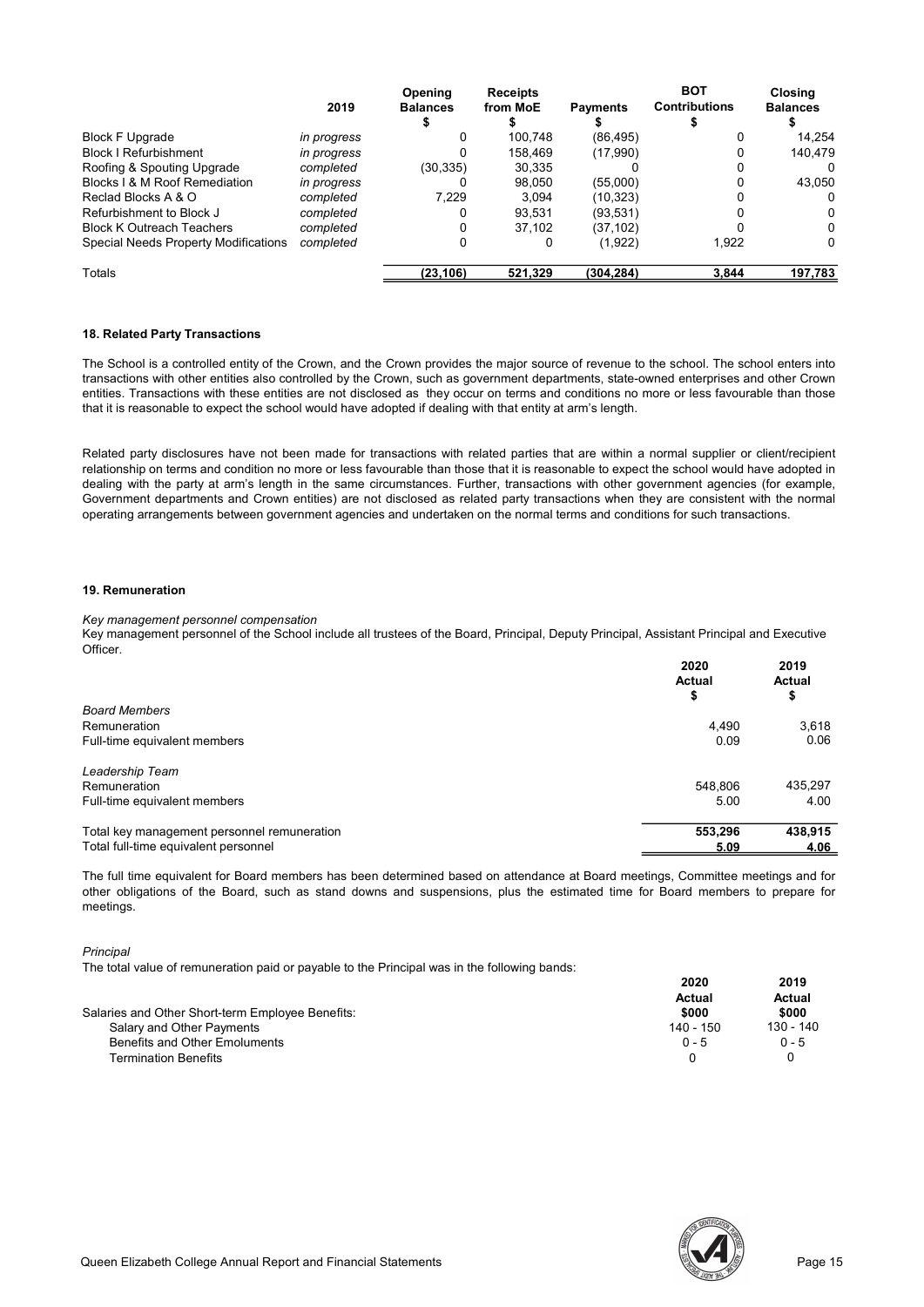| | 2019 | Opening Balances $ | Receipts from MoE $ | Payments $ | BOT Contributions $ | Closing Balances $ |
|---|---|---|---|---|---|---|
| Block F Upgrade | *in progress* | 0 | 100,748 | (86,495) | 0 | 14,254 |
| Block I Refurbishment | *in progress* | 0 | 158,469 | (17,990) | 0 | 140,479 |
| Roofing & Spouting Upgrade | *completed* | (30,335) | 30,335 | 0 | 0 | 0 |
| Blocks I & M Roof Remediation | *in progress* | 0 | 98,050 | (55,000) | 0 | 43,050 |
| Reclad Blocks A & O | *completed* | 7,229 | 3,094 | (10,323) | 0 | 0 |
| Refurbishment to Block J | *completed* | 0 | 93,531 | (93,531) | 0 | 0 |
| Block K Outreach Teachers | *completed* | 0 | 37,102 | (37,102) | 0 | 0 |
| Special Needs Property Modifications | *completed* | 0 | 0 | (1,922) | 1,922 | 0 |
| Totals | | (23,106) | 521,329 | (304,284) | 3,844 | 197,783 |

#### 18. Related Party Transactions

The School is a controlled entity of the Crown, and the Crown provides the major source of revenue to the school. The school enters into transactions with other entities also controlled by the Crown, such as government departments, state-owned enterprises and other Crown entities. Transactions with these entities are not disclosed as they occur on terms and conditions no more or less favourable than those that it is reasonable to expect the school would have adopted if dealing with that entity at arm's length.

Related party disclosures have not been made for transactions with related parties that are within a normal supplier or client/recipient relationship on terms and condition no more or less favourable than those that it is reasonable to expect the school would have adopted in dealing with the party at arm's length in the same circumstances. Further, transactions with other government agencies (for example, Government departments and Crown entities) are not disclosed as related party transactions when they are consistent with the normal operating arrangements between government agencies and undertaken on the normal terms and conditions for such transactions.

#### 19. Remuneration

*Key management personnel compensation*

Key management personnel of the School include all trustees of the Board, Principal, Deputy Principal, Assistant Principal and Executive Officer.

| | 2020 Actual $ | 2019 Actual $ |
|---|---|---|
| *Board Members* | | |
| Remuneration | 4,490 | 3,618 |
| Full-time equivalent members | 0.09 | 0.06 |
| *Leadership Team* | | |
| Remuneration | 548,806 | 435,297 |
| Full-time equivalent members | 5.00 | 4.00 |
| Total key management personnel remuneration | 553,296 | 438,915 |
| Total full-time equivalent personnel | 5.09 | 4.06 |

The full time equivalent for Board members has been determined based on attendance at Board meetings, Committee meetings and for other obligations of the Board, such as stand downs and suspensions, plus the estimated time for Board members to prepare for meetings.

*Principal*

The total value of remuneration paid or payable to the Principal was in the following bands:

| | 2020 Actual $000 | 2019 Actual $000 |
|---|---|---|
| Salaries and Other Short-term Employee Benefits: | | |
| Salary and Other Payments | 140 - 150 | 130 - 140 |
| Benefits and Other Emoluments | 0 - 5 | 0 - 5 |
| Termination Benefits | 0 | 0 |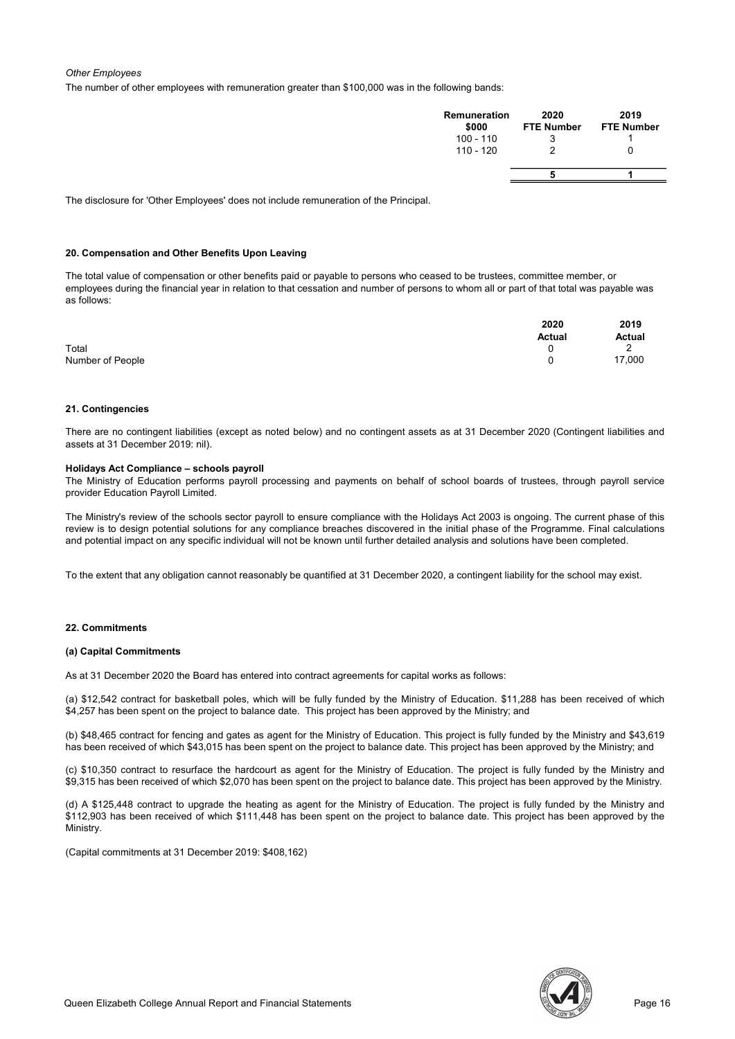*Other Employees*

The number of other employees with remuneration greater than $100,000 was in the following bands:

| Remuneration $000 | 2020 FTE Number | 2019 FTE Number |
| --- | --- | --- |
| 100 - 110 | 3 | 1 |
| 110 - 120 | 2 | 0 |
| | **5** | **1** |

The disclosure for 'Other Employees' does not include remuneration of the Principal.

#### 20. Compensation and Other Benefits Upon Leaving

The total value of compensation or other benefits paid or payable to persons who ceased to be trustees, committee member, or employees during the financial year in relation to that cessation and number of persons to whom all or part of that total was payable was as follows:

| | 2020 Actual | 2019 Actual |
| --- | --- | --- |
| Total | 0 | 2 |
| Number of People | 0 | 17,000 |

#### 21. Contingencies

There are no contingent liabilities (except as noted below) and no contingent assets as at 31 December 2020 (Contingent liabilities and assets at 31 December 2019: nil).

**Holidays Act Compliance – schools payroll**

The Ministry of Education performs payroll processing and payments on behalf of school boards of trustees, through payroll service provider Education Payroll Limited.

The Ministry's review of the schools sector payroll to ensure compliance with the Holidays Act 2003 is ongoing. The current phase of this review is to design potential solutions for any compliance breaches discovered in the initial phase of the Programme. Final calculations and potential impact on any specific individual will not be known until further detailed analysis and solutions have been completed.

To the extent that any obligation cannot reasonably be quantified at 31 December 2020, a contingent liability for the school may exist.

#### 22. Commitments

**(a) Capital Commitments**

As at 31 December 2020 the Board has entered into contract agreements for capital works as follows:

(a) $12,542 contract for basketball poles, which will be fully funded by the Ministry of Education. $11,288 has been received of which $4,257 has been spent on the project to balance date. This project has been approved by the Ministry; and

(b) $48,465 contract for fencing and gates as agent for the Ministry of Education. This project is fully funded by the Ministry and $43,619 has been received of which $43,015 has been spent on the project to balance date. This project has been approved by the Ministry; and

(c) $10,350 contract to resurface the hardcourt as agent for the Ministry of Education. The project is fully funded by the Ministry and $9,315 has been received of which $2,070 has been spent on the project to balance date. This project has been approved by the Ministry.

(d) A $125,448 contract to upgrade the heating as agent for the Ministry of Education. The project is fully funded by the Ministry and $112,903 has been received of which $111,448 has been spent on the project to balance date. This project has been approved by the Ministry.

(Capital commitments at 31 December 2019: $408,162)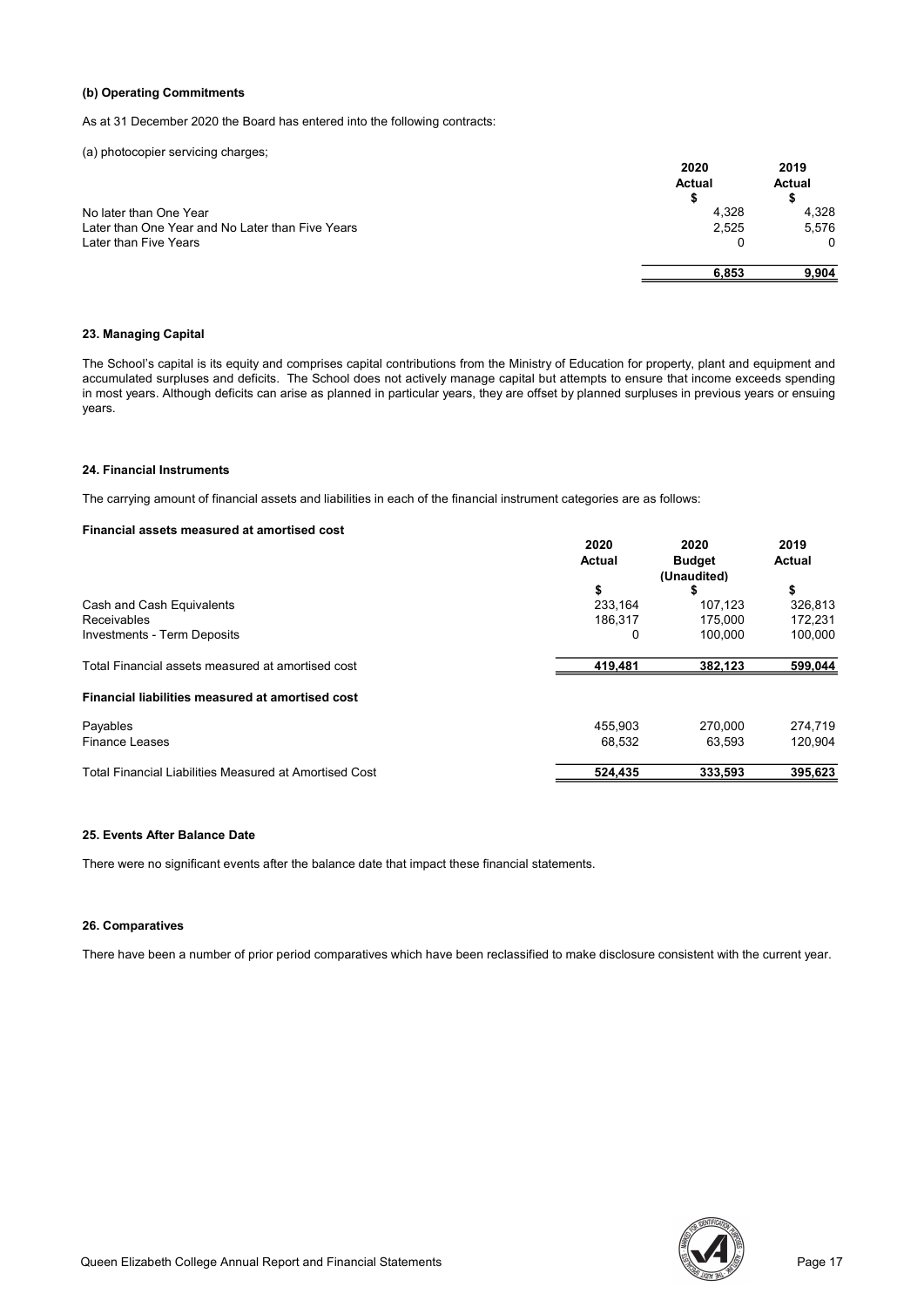### (b) Operating Commitments

As at 31 December 2020 the Board has entered into the following contracts:

(a) photocopier servicing charges;

| | 2020 Actual | 2019 Actual |
|---|---|---|
| | $ | $ |
| No later than One Year | 4,328 | 4,328 |
| Later than One Year and No Later than Five Years | 2,525 | 5,576 |
| Later than Five Years | 0 | 0 |
| | **6,853** | **9,904** |

### 23. Managing Capital

The School's capital is its equity and comprises capital contributions from the Ministry of Education for property, plant and equipment and accumulated surpluses and deficits. The School does not actively manage capital but attempts to ensure that income exceeds spending in most years. Although deficits can arise as planned in particular years, they are offset by planned surpluses in previous years or ensuing years.

### 24. Financial Instruments

The carrying amount of financial assets and liabilities in each of the financial instrument categories are as follows:

| **Financial assets measured at amortised cost** | 2020 Actual | 2020 Budget (Unaudited) | 2019 Actual |
|---|---|---|---|
| | $ | $ | $ |
| Cash and Cash Equivalents | 233,164 | 107,123 | 326,813 |
| Receivables | 186,317 | 175,000 | 172,231 |
| Investments - Term Deposits | 0 | 100,000 | 100,000 |
| Total Financial assets measured at amortised cost | **419,481** | **382,123** | **599,044** |
| **Financial liabilities measured at amortised cost** | | | |
| Payables | 455,903 | 270,000 | 274,719 |
| Finance Leases | 68,532 | 63,593 | 120,904 |
| Total Financial Liabilities Measured at Amortised Cost | **524,435** | **333,593** | **395,623** |

### 25. Events After Balance Date

There were no significant events after the balance date that impact these financial statements.

### 26. Comparatives

There have been a number of prior period comparatives which have been reclassified to make disclosure consistent with the current year.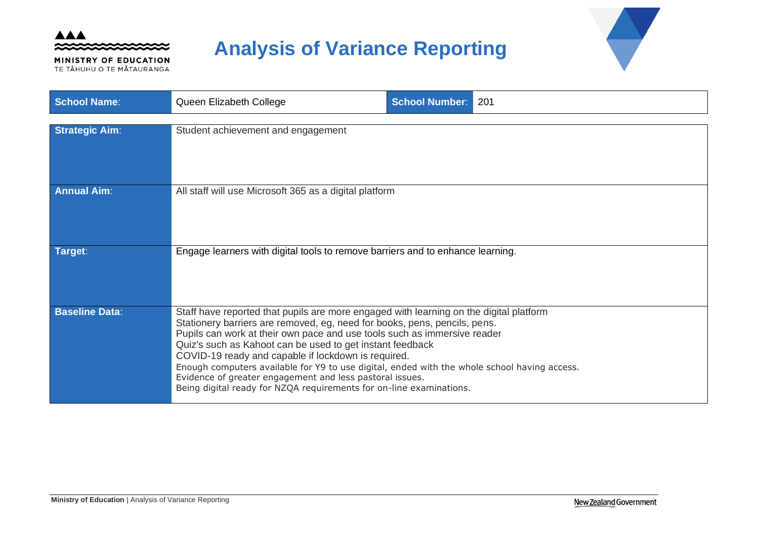# Analysis of Variance Reporting

| School Name: | Queen Elizabeth College | School Number: | 201 |
|---|---|---|---|

| | |
|---|---|
| **Strategic Aim:** | Student achievement and engagement |
| **Annual Aim:** | All staff will use Microsoft 365 as a digital platform |
| **Target:** | Engage learners with digital tools to remove barriers and to enhance learning. |
| **Baseline Data:** | Staff have reported that pupils are more engaged with learning on the digital platform<br>Stationery barriers are removed, eg, need for books, pens, pencils, pens.<br>Pupils can work at their own pace and use tools such as immersive reader<br>Quiz's such as Kahoot can be used to get instant feedback<br>COVID-19 ready and capable if lockdown is required.<br>Enough computers available for Y9 to use digital, ended with the whole school having access.<br>Evidence of greater engagement and less pastoral issues.<br>Being digital ready for NZQA requirements for on-line examinations. |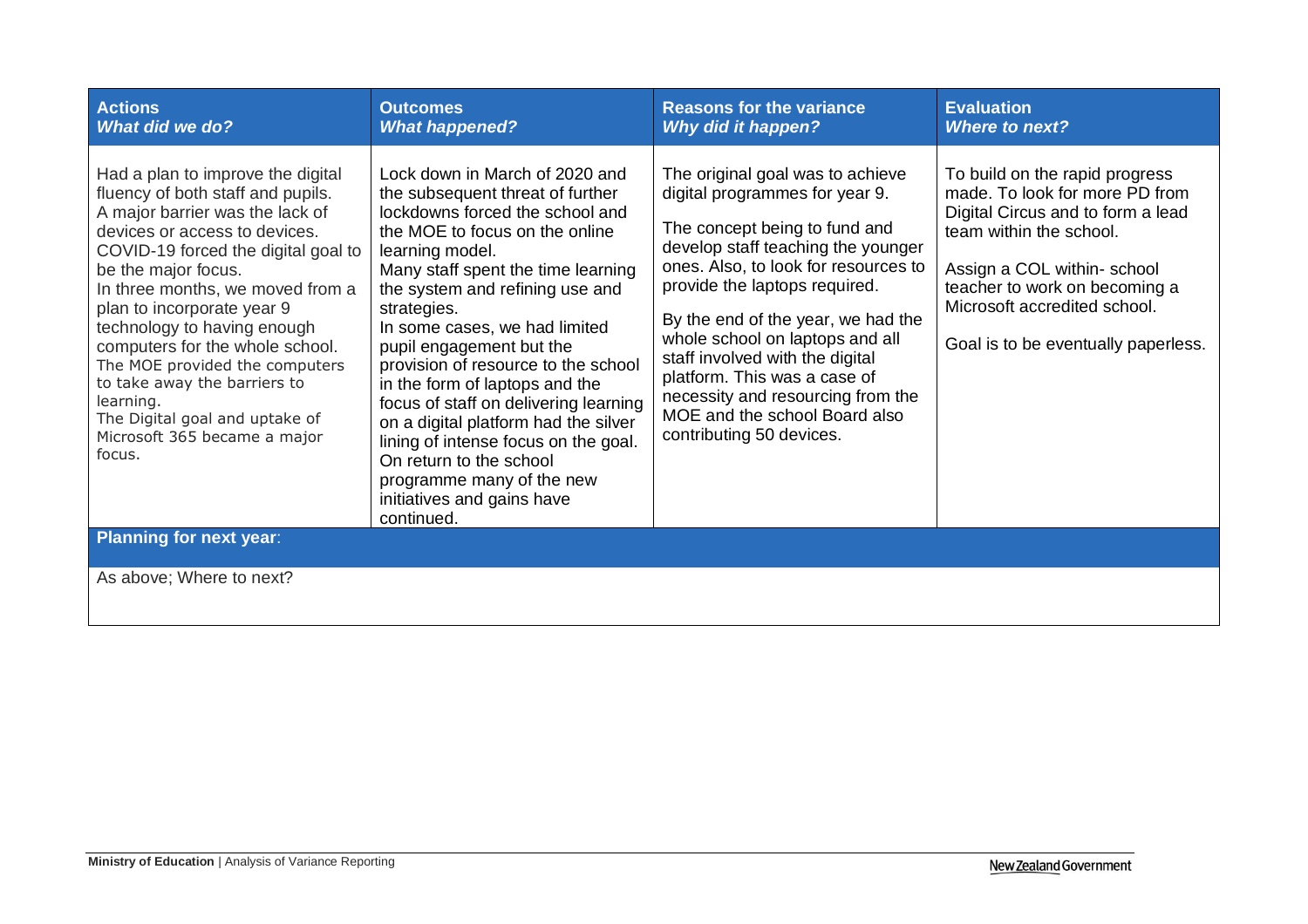| **Actions**<br>***What did we do?*** | **Outcomes**<br>***What happened?*** | **Reasons for the variance**<br>***Why did it happen?*** | **Evaluation**<br>***Where to next?*** |
|---|---|---|---|
| Had a plan to improve the digital fluency of both staff and pupils.<br>A major barrier was the lack of devices or access to devices.<br>COVID-19 forced the digital goal to be the major focus.<br>In three months, we moved from a plan to incorporate year 9 technology to having enough computers for the whole school.<br>The MOE provided the computers to take away the barriers to learning.<br>The Digital goal and uptake of Microsoft 365 became a major focus. | Lock down in March of 2020 and the subsequent threat of further lockdowns forced the school and the MOE to focus on the online learning model.<br>Many staff spent the time learning the system and refining use and strategies.<br>In some cases, we had limited pupil engagement but the provision of resource to the school in the form of laptops and the focus of staff on delivering learning on a digital platform had the silver lining of intense focus on the goal.<br>On return to the school programme many of the new initiatives and gains have continued. | The original goal was to achieve digital programmes for year 9.<br><br>The concept being to fund and develop staff teaching the younger ones. Also, to look for resources to provide the laptops required.<br><br>By the end of the year, we had the whole school on laptops and all staff involved with the digital platform. This was a case of necessity and resourcing from the MOE and the school Board also contributing 50 devices. | To build on the rapid progress made. To look for more PD from Digital Circus and to form a lead team within the school.<br><br>Assign a COL within- school teacher to work on becoming a Microsoft accredited school.<br><br>Goal is to be eventually paperless. |
| **Planning for next year**: | | | |
| As above; Where to next? | | | |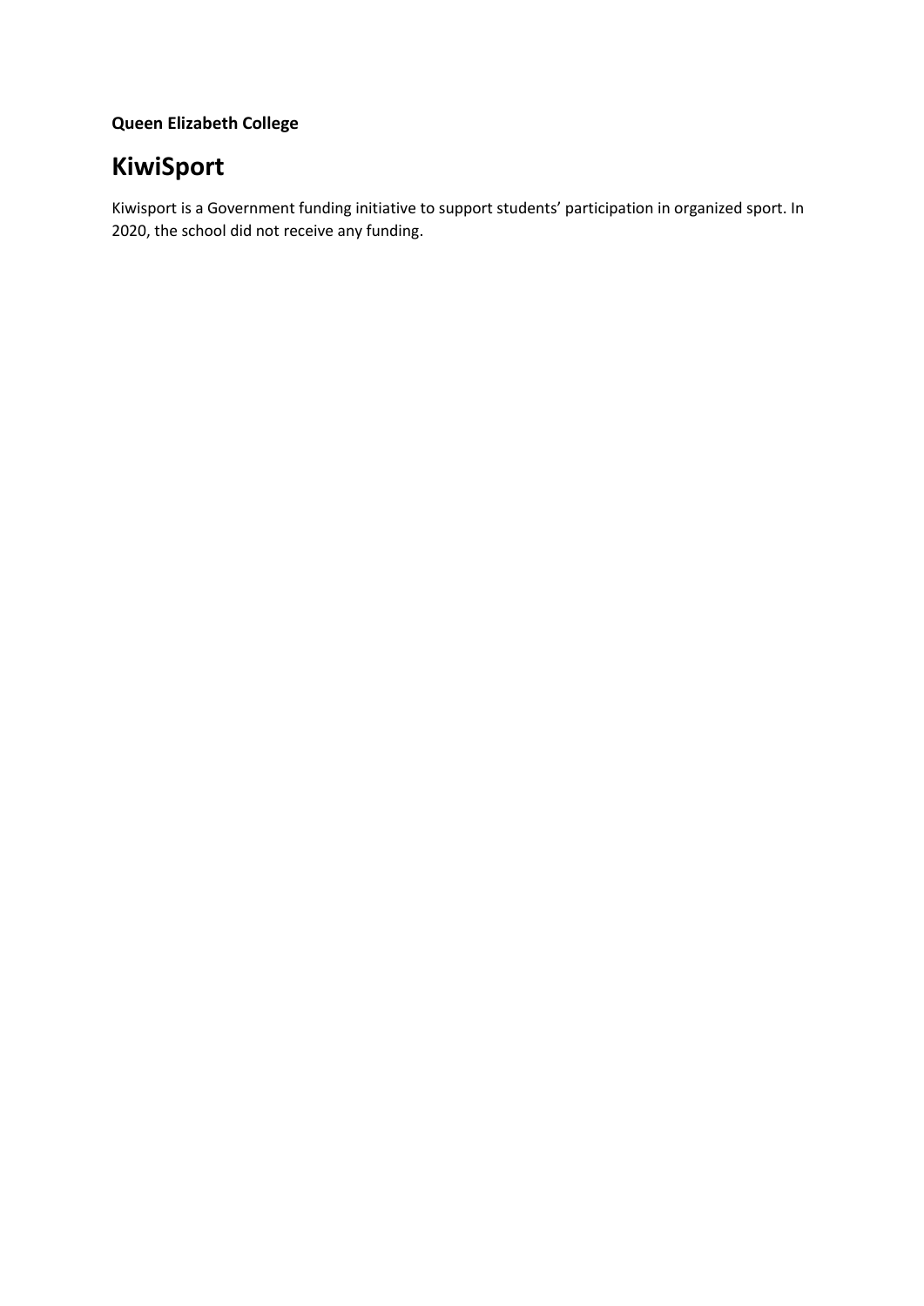**Queen Elizabeth College**

# KiwiSport

Kiwisport is a Government funding initiative to support students' participation in organized sport. In 2020, the school did not receive any funding.